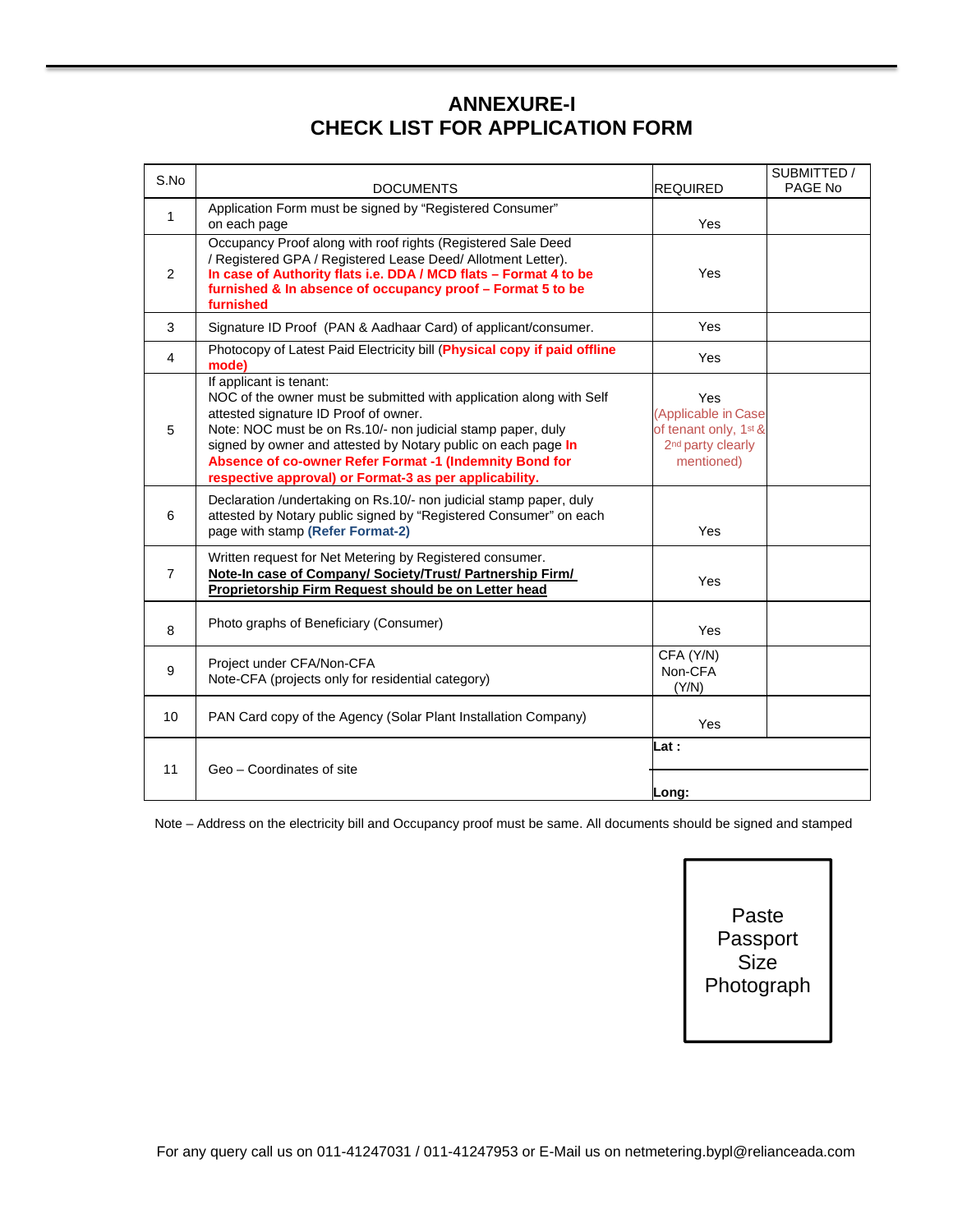# ANNEXURE-I
# CHECK LIST FOR APPLICATION FORM

| S.No | DOCUMENTS | REQUIRED | SUBMITTED / PAGE No |
|---|---|---|---|
| 1 | Application Form must be signed by "Registered Consumer" on each page | Yes | |
| 2 | Occupancy Proof along with roof rights (Registered Sale Deed / Registered GPA / Registered Lease Deed/ Allotment Letter). **In case of Authority flats i.e. DDA / MCD flats – Format 4 to be furnished & In absence of occupancy proof – Format 5 to be furnished** | Yes | |
| 3 | Signature ID Proof (PAN & Aadhaar Card) of applicant/consumer. | Yes | |
| 4 | Photocopy of Latest Paid Electricity bill (**Physical copy if paid offline mode)** | Yes | |
| 5 | If applicant is tenant: NOC of the owner must be submitted with application along with Self attested signature ID Proof of owner. Note: NOC must be on Rs.10/- non judicial stamp paper, duly signed by owner and attested by Notary public on each page **In Absence of co-owner Refer Format -1 (Indemnity Bond for respective approval) or Format-3 as per applicability.** | Yes (Applicable in Case of tenant only, 1st & 2nd party clearly mentioned) | |
| 6 | Declaration /undertaking on Rs.10/- non judicial stamp paper, duly attested by Notary public signed by "Registered Consumer" on each page with stamp **(Refer Format-2)** | Yes | |
| 7 | Written request for Net Metering by Registered consumer. **Note-In case of Company/ Society/Trust/ Partnership Firm/ Proprietorship Firm Request should be on Letter head** | Yes | |
| 8 | Photo graphs of Beneficiary (Consumer) | Yes | |
| 9 | Project under CFA/Non-CFA<br>Note-CFA (projects only for residential category) | CFA (Y/N)<br>Non-CFA (Y/N) | |
| 10 | PAN Card copy of the Agency (Solar Plant Installation Company) | Yes | |
| 11 | Geo – Coordinates of site | **Lat :**<br>**Long:** | |

Note – Address on the electricity bill and Occupancy proof must be same. All documents should be signed and stamped

Paste Passport Size Photograph

For any query call us on 011-41247031 / 011-41247953 or E-Mail us on netmetering.bypl@relianceada.com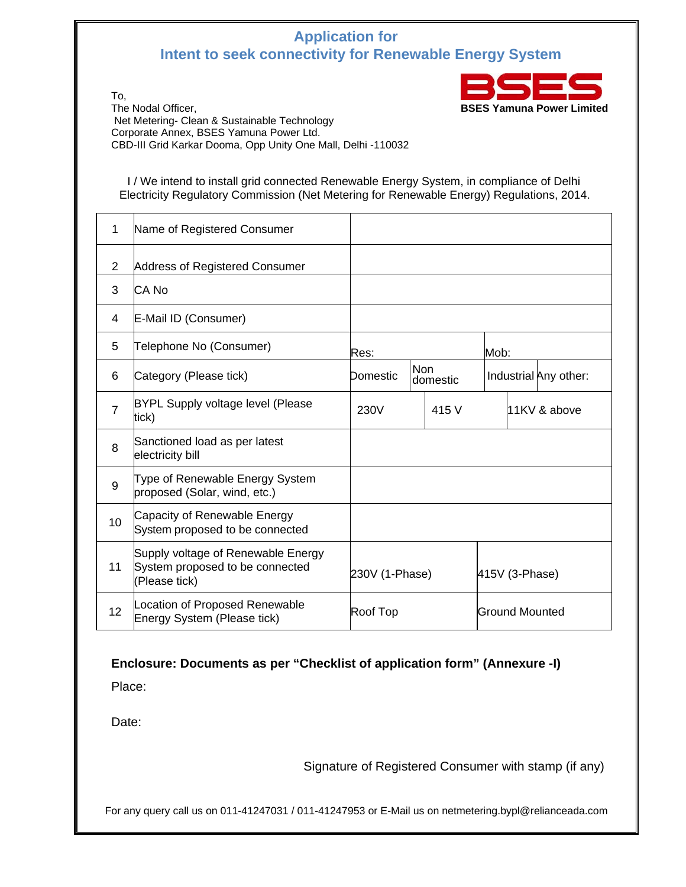# Application for
# Intent to seek connectivity for Renewable Energy System

**BSES Yamuna Power Limited**

To,
The Nodal Officer,
Net Metering- Clean & Sustainable Technology
Corporate Annex, BSES Yamuna Power Ltd.
CBD-III Grid Karkar Dooma, Opp Unity One Mall, Delhi -110032

I / We intend to install grid connected Renewable Energy System, in compliance of Delhi Electricity Regulatory Commission (Net Metering for Renewable Energy) Regulations, 2014.

| | | | | | |
|---|---|---|---|---|---|
| 1 | Name of Registered Consumer | | | | |
| 2 | Address of Registered Consumer | | | | |
| 3 | CA No | | | | |
| 4 | E-Mail ID (Consumer) | | | | |
| 5 | Telephone No (Consumer) | Res: | | Mob: | |
| 6 | Category (Please tick) | Domestic | Non domestic | Industrial | Any other: |
| 7 | BYPL Supply voltage level (Please tick) | 230V | 415 V | 11KV & above | |
| 8 | Sanctioned load as per latest electricity bill | | | | |
| 9 | Type of Renewable Energy System proposed (Solar, wind, etc.) | | | | |
| 10 | Capacity of Renewable Energy System proposed to be connected | | | | |
| 11 | Supply voltage of Renewable Energy System proposed to be connected (Please tick) | 230V (1-Phase) | | 415V (3-Phase) | |
| 12 | Location of Proposed Renewable Energy System (Please tick) | Roof Top | | Ground Mounted | |

**Enclosure: Documents as per "Checklist of application form" (Annexure -I)**

Place:

Date:

Signature of Registered Consumer with stamp (if any)

For any query call us on 011-41247031 / 011-41247953 or E-Mail us on netmetering.bypl@relianceada.com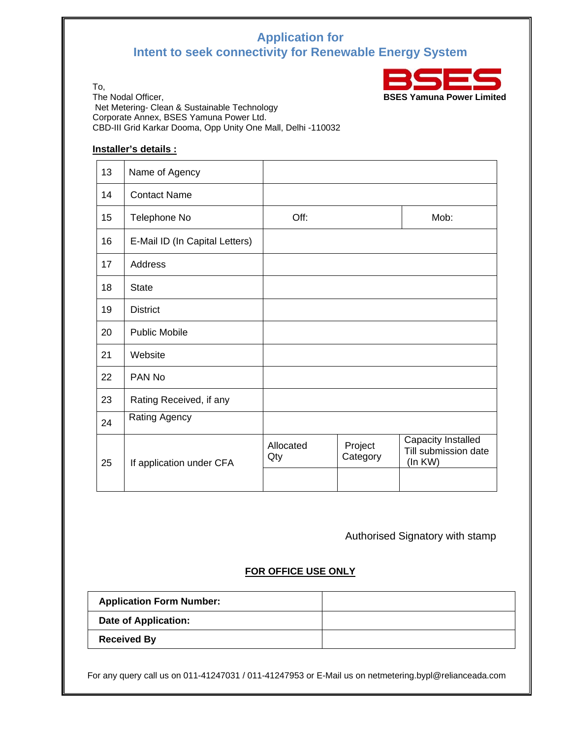## Application for
## Intent to seek connectivity for Renewable Energy System

**BSES Yamuna Power Limited**

To,
The Nodal Officer,
Net Metering- Clean & Sustainable Technology
Corporate Annex, BSES Yamuna Power Ltd.
CBD-III Grid Karkar Dooma, Opp Unity One Mall, Delhi -110032

**Installer's details :**

| | | | | |
|---|---|---|---|---|
| 13 | Name of Agency | | | |
| 14 | Contact Name | | | |
| 15 | Telephone No | Off: | | Mob: |
| 16 | E-Mail ID (In Capital Letters) | | | |
| 17 | Address | | | |
| 18 | State | | | |
| 19 | District | | | |
| 20 | Public Mobile | | | |
| 21 | Website | | | |
| 22 | PAN No | | | |
| 23 | Rating Received, if any | | | |
| 24 | Rating Agency | | | |
| 25 | If application under CFA | Allocated Qty | Project Category | Capacity Installed Till submission date (In KW) |
| | | | | |

Authorised Signatory with stamp

**FOR OFFICE USE ONLY**

| | |
|---|---|
| **Application Form Number:** | |
| **Date of Application:** | |
| **Received By** | |

For any query call us on 011-41247031 / 011-41247953 or E-Mail us on netmetering.bypl@relianceada.com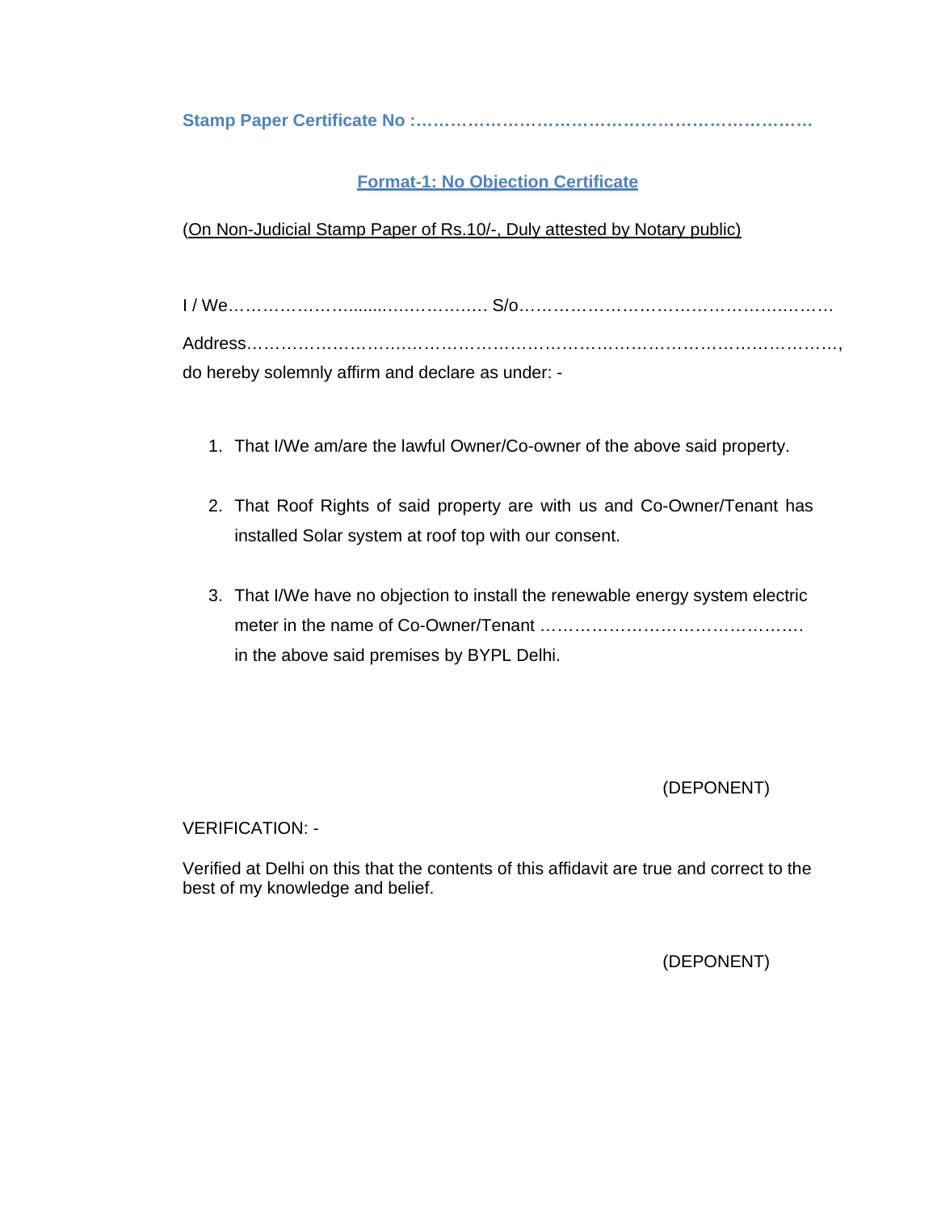**Stamp Paper Certificate No :……………………………………………………………**

## Format-1: No Objection Certificate

(On Non-Judicial Stamp Paper of Rs.10/-, Duly attested by Notary public)

I / We…………………........………………. S/o……………………………………….………

Address……………………….……………………………………………………………………,
do hereby solemnly affirm and declare as under: -

1. That I/We am/are the lawful Owner/Co-owner of the above said property.

2. That Roof Rights of said property are with us and Co-Owner/Tenant has installed Solar system at roof top with our consent.

3. That I/We have no objection to install the renewable energy system electric meter in the name of Co-Owner/Tenant ………………………………………. in the above said premises by BYPL Delhi.

(DEPONENT)

VERIFICATION: -

Verified at Delhi on this that the contents of this affidavit are true and correct to the best of my knowledge and belief.

(DEPONENT)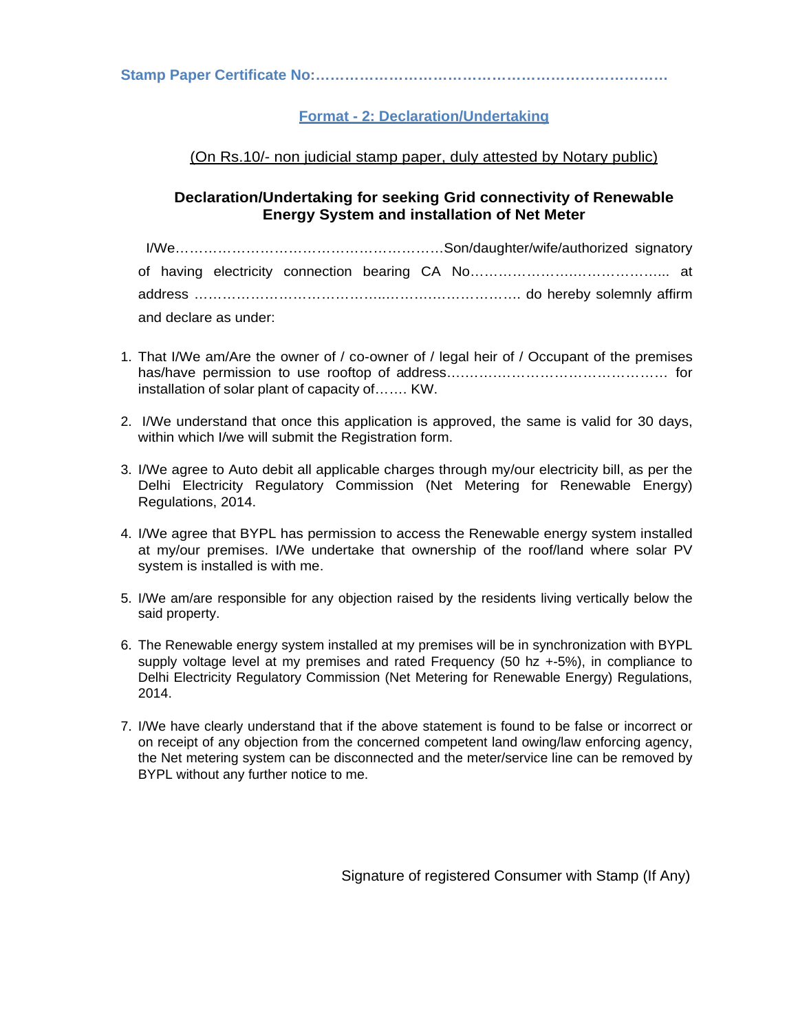**Stamp Paper Certificate No:………………………………………………………………**

## Format - 2: Declaration/Undertaking

(On Rs.10/- non judicial stamp paper, duly attested by Notary public)

### Declaration/Undertaking for seeking Grid connectivity of Renewable Energy System and installation of Net Meter

I/We……………………………………………………Son/daughter/wife/authorized signatory of having electricity connection bearing CA No…………………….…………….... at address ………………………………….…….……………………. do hereby solemnly affirm and declare as under:

1. That I/We am/Are the owner of / co-owner of / legal heir of / Occupant of the premises has/have permission to use rooftop of address…………………………………………. for installation of solar plant of capacity of……. KW.

2. I/We understand that once this application is approved, the same is valid for 30 days, within which I/we will submit the Registration form.

3. I/We agree to Auto debit all applicable charges through my/our electricity bill, as per the Delhi Electricity Regulatory Commission (Net Metering for Renewable Energy) Regulations, 2014.

4. I/We agree that BYPL has permission to access the Renewable energy system installed at my/our premises. I/We undertake that ownership of the roof/land where solar PV system is installed is with me.

5. I/We am/are responsible for any objection raised by the residents living vertically below the said property.

6. The Renewable energy system installed at my premises will be in synchronization with BYPL supply voltage level at my premises and rated Frequency (50 hz +-5%), in compliance to Delhi Electricity Regulatory Commission (Net Metering for Renewable Energy) Regulations, 2014.

7. I/We have clearly understand that if the above statement is found to be false or incorrect or on receipt of any objection from the concerned competent land owing/law enforcing agency, the Net metering system can be disconnected and the meter/service line can be removed by BYPL without any further notice to me.

Signature of registered Consumer with Stamp (If Any)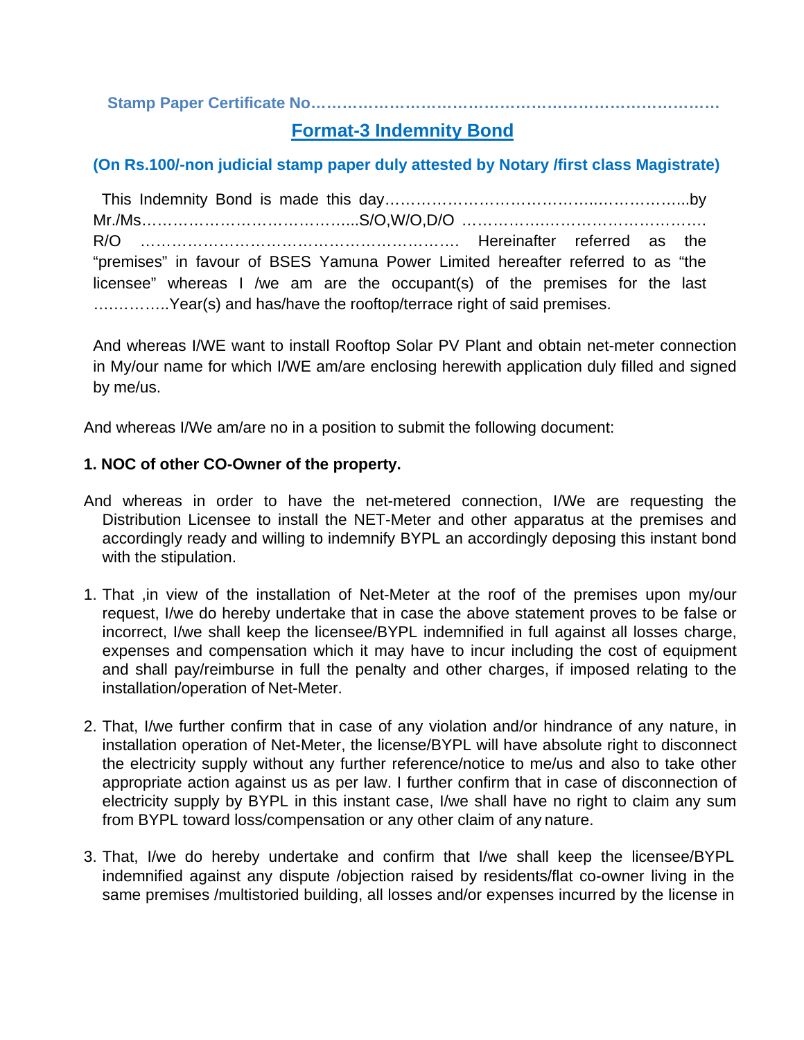**Stamp Paper Certificate No……………………………………………………………………**

## Format-3 Indemnity Bond

**(On Rs.100/-non judicial stamp paper duly attested by Notary /first class Magistrate)**

This Indemnity Bond is made this day………………………………….………………..by Mr./Ms…………………………………...S/O,W/O,D/O ……………..………………………. R/O ……………………………………………………. Hereinafter referred as the "premises" in favour of BSES Yamuna Power Limited hereafter referred to as "the licensee" whereas I /we am are the occupant(s) of the premises for the last …………..Year(s) and has/have the rooftop/terrace right of said premises.

And whereas I/WE want to install Rooftop Solar PV Plant and obtain net-meter connection in My/our name for which I/WE am/are enclosing herewith application duly filled and signed by me/us.

And whereas I/We am/are no in a position to submit the following document:

**1. NOC of other CO-Owner of the property.**

And whereas in order to have the net-metered connection, I/We are requesting the Distribution Licensee to install the NET-Meter and other apparatus at the premises and accordingly ready and willing to indemnify BYPL an accordingly deposing this instant bond with the stipulation.

1. That ,in view of the installation of Net-Meter at the roof of the premises upon my/our request, I/we do hereby undertake that in case the above statement proves to be false or incorrect, I/we shall keep the licensee/BYPL indemnified in full against all losses charge, expenses and compensation which it may have to incur including the cost of equipment and shall pay/reimburse in full the penalty and other charges, if imposed relating to the installation/operation of Net-Meter.

2. That, I/we further confirm that in case of any violation and/or hindrance of any nature, in installation operation of Net-Meter, the license/BYPL will have absolute right to disconnect the electricity supply without any further reference/notice to me/us and also to take other appropriate action against us as per law. I further confirm that in case of disconnection of electricity supply by BYPL in this instant case, I/we shall have no right to claim any sum from BYPL toward loss/compensation or any other claim of any nature.

3. That, I/we do hereby undertake and confirm that I/we shall keep the licensee/BYPL indemnified against any dispute /objection raised by residents/flat co-owner living in the same premises /multistoried building, all losses and/or expenses incurred by the license in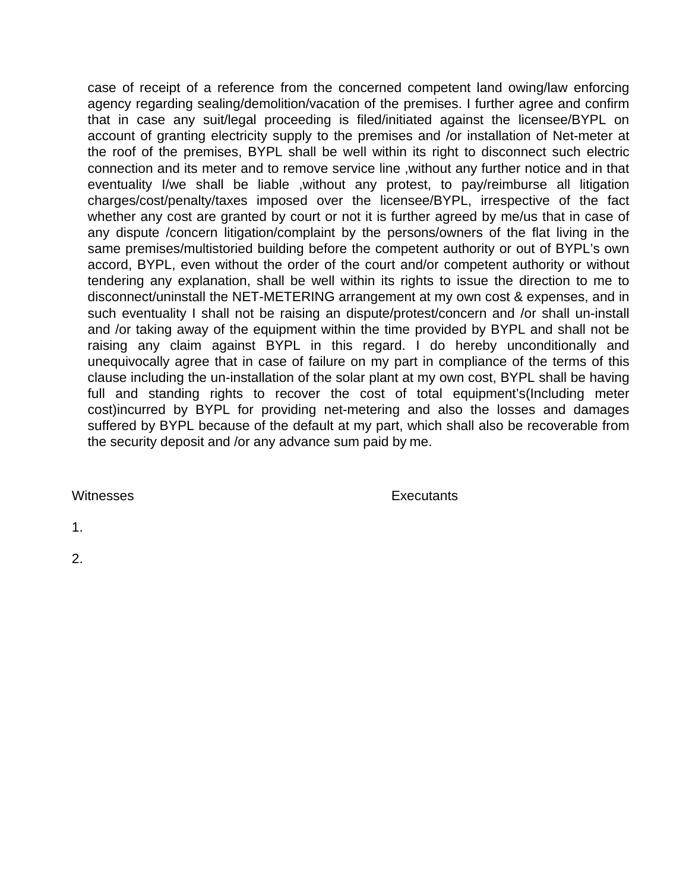case of receipt of a reference from the concerned competent land owing/law enforcing agency regarding sealing/demolition/vacation of the premises. I further agree and confirm that in case any suit/legal proceeding is filed/initiated against the licensee/BYPL on account of granting electricity supply to the premises and /or installation of Net-meter at the roof of the premises, BYPL shall be well within its right to disconnect such electric connection and its meter and to remove service line ,without any further notice and in that eventuality I/we shall be liable ,without any protest, to pay/reimburse all litigation charges/cost/penalty/taxes imposed over the licensee/BYPL, irrespective of the fact whether any cost are granted by court or not it is further agreed by me/us that in case of any dispute /concern litigation/complaint by the persons/owners of the flat living in the same premises/multistoried building before the competent authority or out of BYPL's own accord, BYPL, even without the order of the court and/or competent authority or without tendering any explanation, shall be well within its rights to issue the direction to me to disconnect/uninstall the NET-METERING arrangement at my own cost & expenses, and in such eventuality I shall not be raising an dispute/protest/concern and /or shall un-install and /or taking away of the equipment within the time provided by BYPL and shall not be raising any claim against BYPL in this regard. I do hereby unconditionally and unequivocally agree that in case of failure on my part in compliance of the terms of this clause including the un-installation of the solar plant at my own cost, BYPL shall be having full and standing rights to recover the cost of total equipment's(Including meter cost)incurred by BYPL for providing net-metering and also the losses and damages suffered by BYPL because of the default at my part, which shall also be recoverable from the security deposit and /or any advance sum paid by me.

Witnesses                                                                 Executants

1.

2.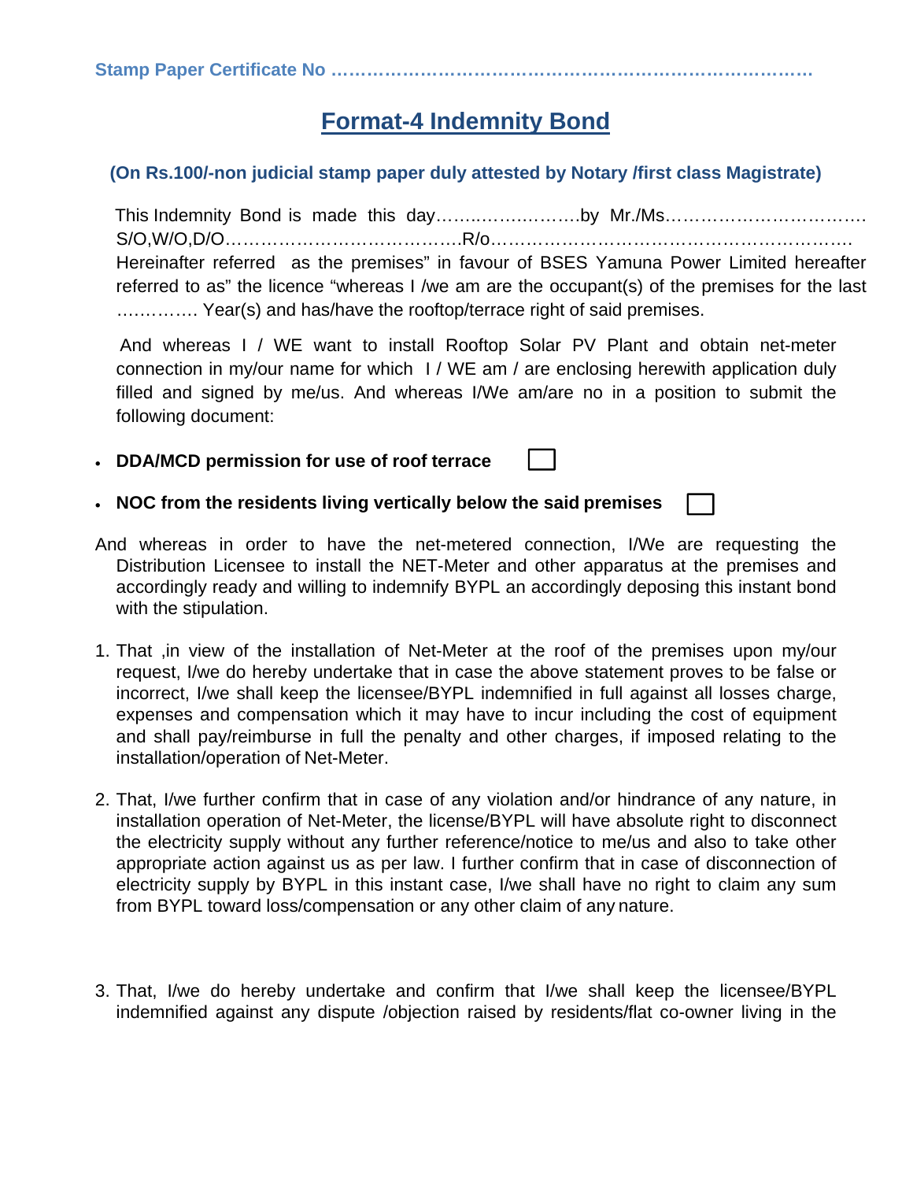Stamp Paper Certificate No ………………………………………………………………………

# Format-4 Indemnity Bond

**(On Rs.100/-non judicial stamp paper duly attested by Notary /first class Magistrate)**

This Indemnity Bond is made this day……..……………….by Mr./Ms……………………………. S/O,W/O,D/O………………………………….R/o……………………………………………………… Hereinafter referred as the premises" in favour of BSES Yamuna Power Limited hereafter referred to as" the licence "whereas I /we am are the occupant(s) of the premises for the last …………. Year(s) and has/have the rooftop/terrace right of said premises.

And whereas I / WE want to install Rooftop Solar PV Plant and obtain net-meter connection in my/our name for which I / WE am / are enclosing herewith application duly filled and signed by me/us. And whereas I/We am/are no in a position to submit the following document:

- **DDA/MCD permission for use of roof terrace** ☐
- **NOC from the residents living vertically below the said premises** ☐

And whereas in order to have the net-metered connection, I/We are requesting the Distribution Licensee to install the NET-Meter and other apparatus at the premises and accordingly ready and willing to indemnify BYPL an accordingly deposing this instant bond with the stipulation.

1. That ,in view of the installation of Net-Meter at the roof of the premises upon my/our request, I/we do hereby undertake that in case the above statement proves to be false or incorrect, I/we shall keep the licensee/BYPL indemnified in full against all losses charge, expenses and compensation which it may have to incur including the cost of equipment and shall pay/reimburse in full the penalty and other charges, if imposed relating to the installation/operation of Net-Meter.

2. That, I/we further confirm that in case of any violation and/or hindrance of any nature, in installation operation of Net-Meter, the license/BYPL will have absolute right to disconnect the electricity supply without any further reference/notice to me/us and also to take other appropriate action against us as per law. I further confirm that in case of disconnection of electricity supply by BYPL in this instant case, I/we shall have no right to claim any sum from BYPL toward loss/compensation or any other claim of any nature.

3. That, I/we do hereby undertake and confirm that I/we shall keep the licensee/BYPL indemnified against any dispute /objection raised by residents/flat co-owner living in the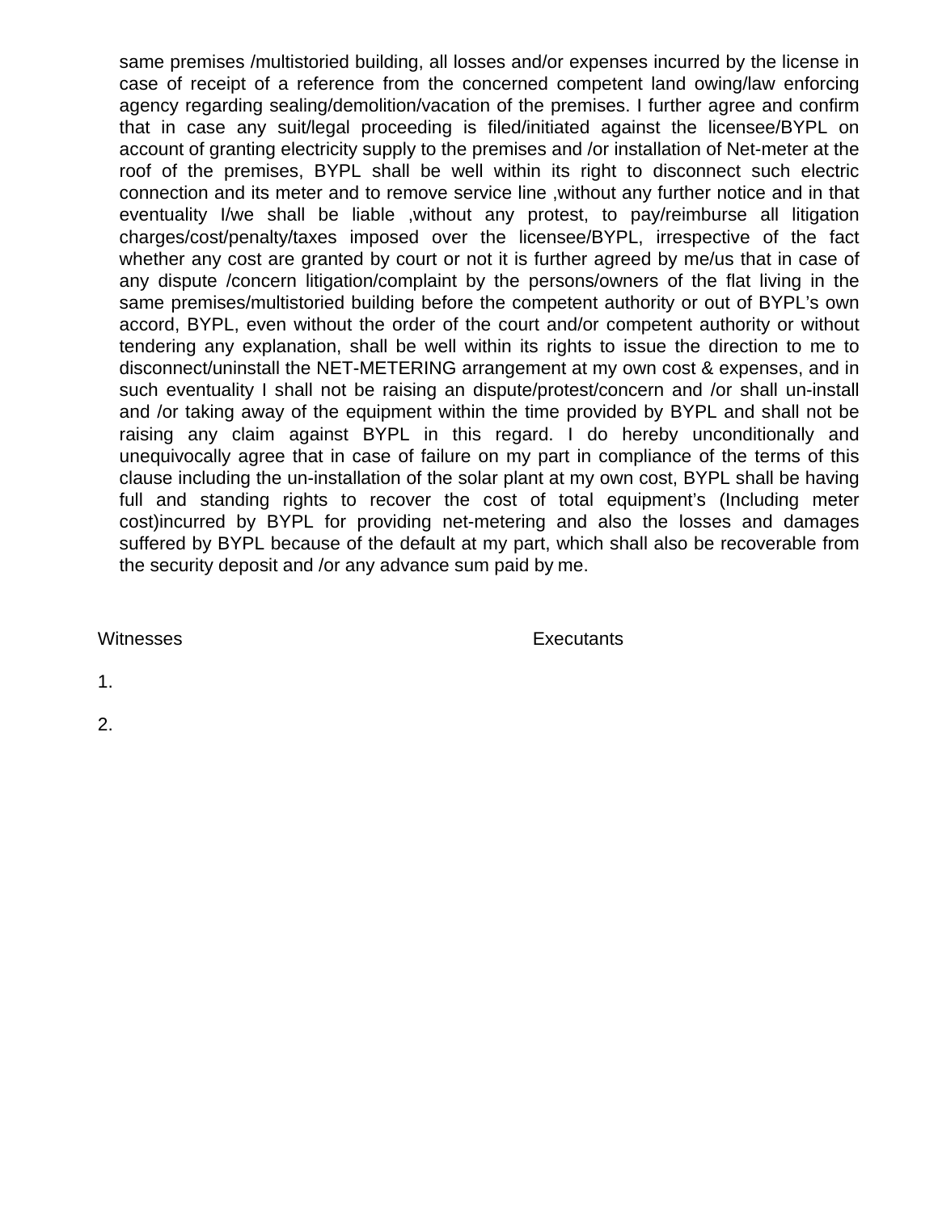same premises /multistoried building, all losses and/or expenses incurred by the license in case of receipt of a reference from the concerned competent land owing/law enforcing agency regarding sealing/demolition/vacation of the premises. I further agree and confirm that in case any suit/legal proceeding is filed/initiated against the licensee/BYPL on account of granting electricity supply to the premises and /or installation of Net-meter at the roof of the premises, BYPL shall be well within its right to disconnect such electric connection and its meter and to remove service line ,without any further notice and in that eventuality I/we shall be liable ,without any protest, to pay/reimburse all litigation charges/cost/penalty/taxes imposed over the licensee/BYPL, irrespective of the fact whether any cost are granted by court or not it is further agreed by me/us that in case of any dispute /concern litigation/complaint by the persons/owners of the flat living in the same premises/multistoried building before the competent authority or out of BYPL's own accord, BYPL, even without the order of the court and/or competent authority or without tendering any explanation, shall be well within its rights to issue the direction to me to disconnect/uninstall the NET-METERING arrangement at my own cost & expenses, and in such eventuality I shall not be raising an dispute/protest/concern and /or shall un-install and /or taking away of the equipment within the time provided by BYPL and shall not be raising any claim against BYPL in this regard. I do hereby unconditionally and unequivocally agree that in case of failure on my part in compliance of the terms of this clause including the un-installation of the solar plant at my own cost, BYPL shall be having full and standing rights to recover the cost of total equipment's (Including meter cost)incurred by BYPL for providing net-metering and also the losses and damages suffered by BYPL because of the default at my part, which shall also be recoverable from the security deposit and /or any advance sum paid by me.

Witnesses                                        Executants

1.

2.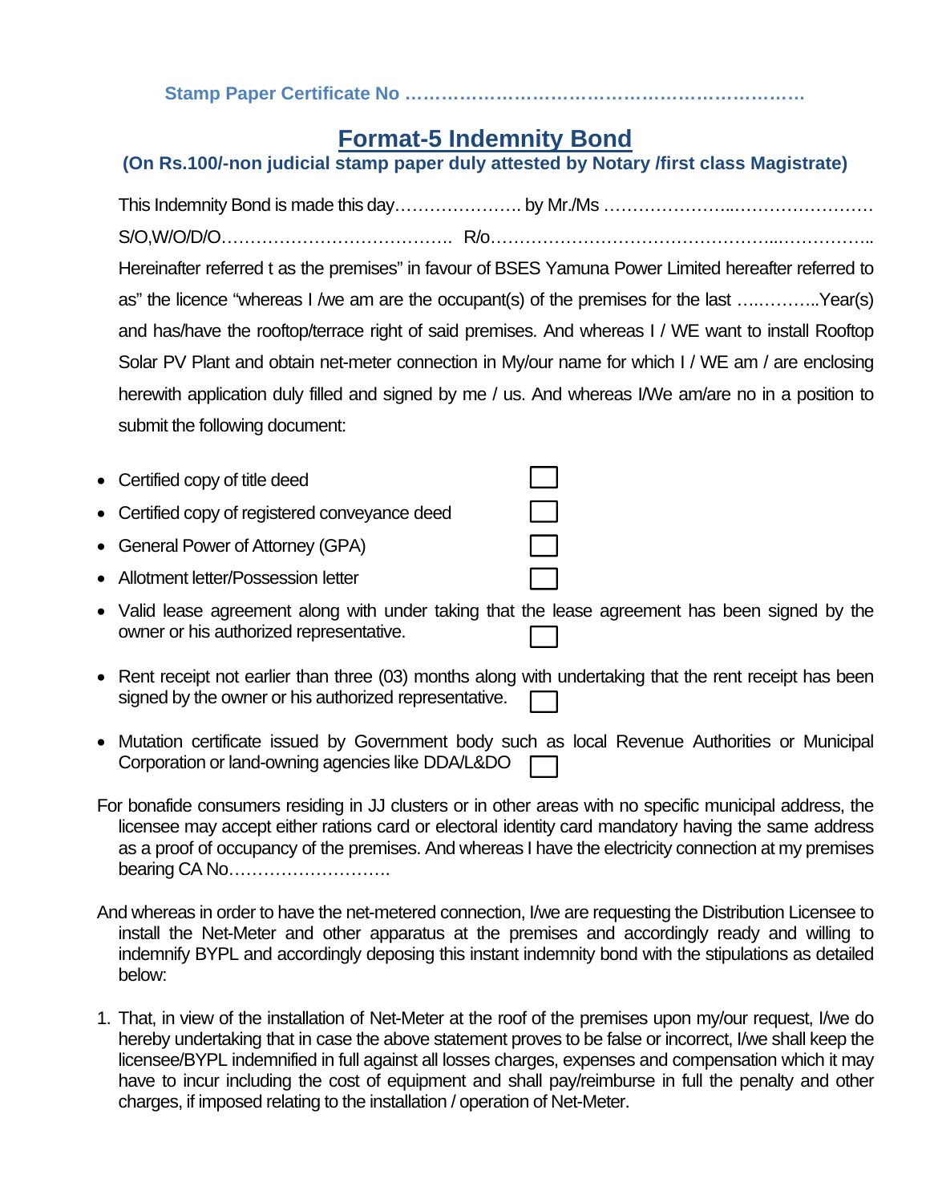**Stamp Paper Certificate No ………………………………………………………**

# Format-5 Indemnity Bond

**(On Rs.100/-non judicial stamp paper duly attested by Notary /first class Magistrate)**

This Indemnity Bond is made this day…………………. by Mr./Ms …………………..…………………… S/O,W/O/D/O…………………………………. R/o…………………………………………..…………….. Hereinafter referred t as the premises" in favour of BSES Yamuna Power Limited hereafter referred to as" the licence "whereas I /we am are the occupant(s) of the premises for the last ….………..Year(s) and has/have the rooftop/terrace right of said premises. And whereas I / WE want to install Rooftop Solar PV Plant and obtain net-meter connection in My/our name for which I / WE am / are enclosing herewith application duly filled and signed by me / us. And whereas I/We am/are no in a position to submit the following document:

- Certified copy of title deed ☐
- Certified copy of registered conveyance deed ☐
- General Power of Attorney (GPA) ☐
- Allotment letter/Possession letter ☐
- Valid lease agreement along with under taking that the lease agreement has been signed by the owner or his authorized representative. ☐
- Rent receipt not earlier than three (03) months along with undertaking that the rent receipt has been signed by the owner or his authorized representative. ☐
- Mutation certificate issued by Government body such as local Revenue Authorities or Municipal Corporation or land-owning agencies like DDA/L&DO ☐

For bonafide consumers residing in JJ clusters or in other areas with no specific municipal address, the licensee may accept either rations card or electoral identity card mandatory having the same address as a proof of occupancy of the premises. And whereas I have the electricity connection at my premises bearing CA No……………………….

And whereas in order to have the net-metered connection, I/we are requesting the Distribution Licensee to install the Net-Meter and other apparatus at the premises and accordingly ready and willing to indemnify BYPL and accordingly deposing this instant indemnity bond with the stipulations as detailed below:

1. That, in view of the installation of Net-Meter at the roof of the premises upon my/our request, I/we do hereby undertaking that in case the above statement proves to be false or incorrect, I/we shall keep the licensee/BYPL indemnified in full against all losses charges, expenses and compensation which it may have to incur including the cost of equipment and shall pay/reimburse in full the penalty and other charges, if imposed relating to the installation / operation of Net-Meter.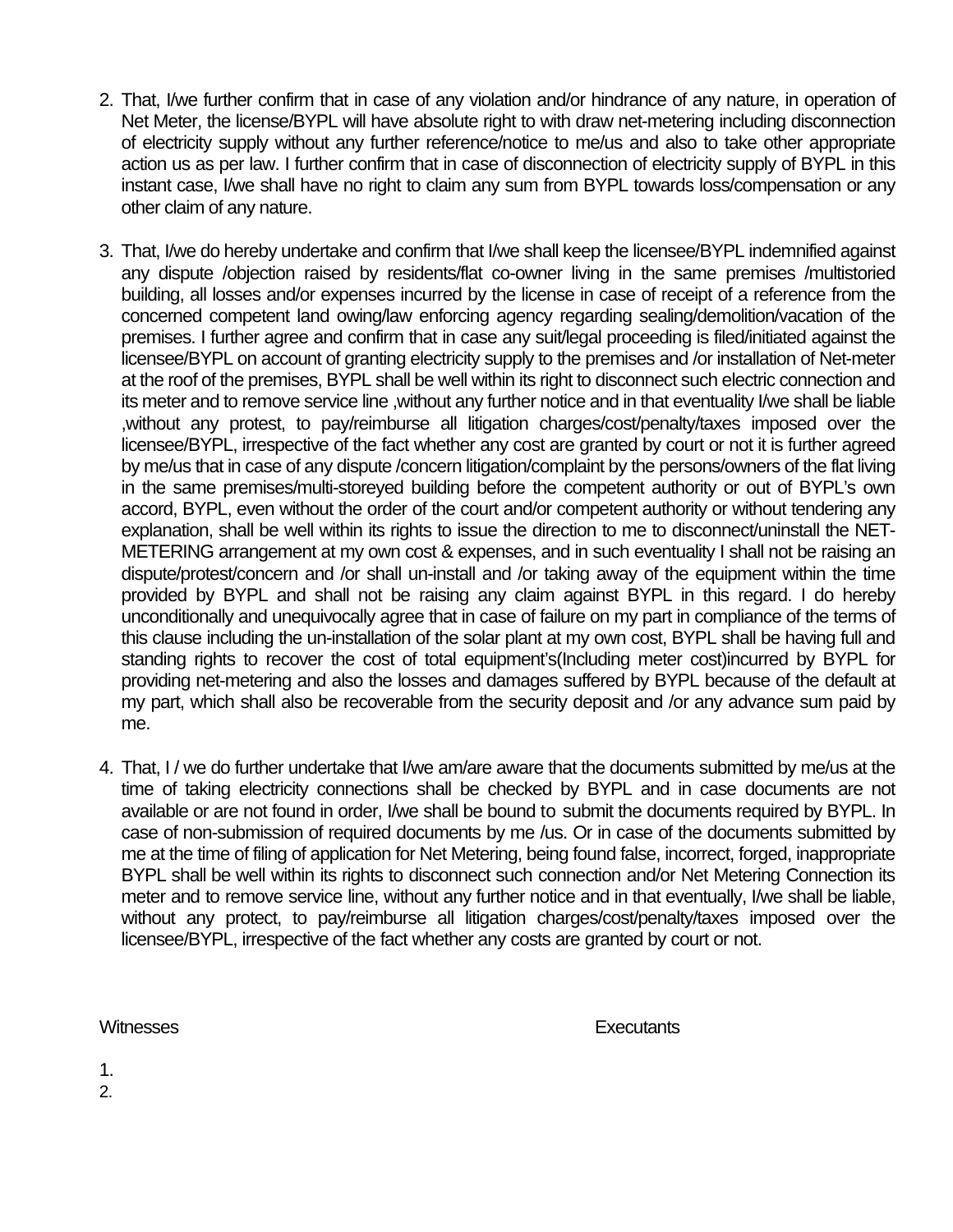2. That, I/we further confirm that in case of any violation and/or hindrance of any nature, in operation of Net Meter, the license/BYPL will have absolute right to with draw net-metering including disconnection of electricity supply without any further reference/notice to me/us and also to take other appropriate action us as per law. I further confirm that in case of disconnection of electricity supply of BYPL in this instant case, I/we shall have no right to claim any sum from BYPL towards loss/compensation or any other claim of any nature.

3. That, I/we do hereby undertake and confirm that I/we shall keep the licensee/BYPL indemnified against any dispute /objection raised by residents/flat co-owner living in the same premises /multistoried building, all losses and/or expenses incurred by the license in case of receipt of a reference from the concerned competent land owing/law enforcing agency regarding sealing/demolition/vacation of the premises. I further agree and confirm that in case any suit/legal proceeding is filed/initiated against the licensee/BYPL on account of granting electricity supply to the premises and /or installation of Net-meter at the roof of the premises, BYPL shall be well within its right to disconnect such electric connection and its meter and to remove service line ,without any further notice and in that eventuality I/we shall be liable ,without any protest, to pay/reimburse all litigation charges/cost/penalty/taxes imposed over the licensee/BYPL, irrespective of the fact whether any cost are granted by court or not it is further agreed by me/us that in case of any dispute /concern litigation/complaint by the persons/owners of the flat living in the same premises/multi-storeyed building before the competent authority or out of BYPL's own accord, BYPL, even without the order of the court and/or competent authority or without tendering any explanation, shall be well within its rights to issue the direction to me to disconnect/uninstall the NET-METERING arrangement at my own cost & expenses, and in such eventuality I shall not be raising an dispute/protest/concern and /or shall un-install and /or taking away of the equipment within the time provided by BYPL and shall not be raising any claim against BYPL in this regard. I do hereby unconditionally and unequivocally agree that in case of failure on my part in compliance of the terms of this clause including the un-installation of the solar plant at my own cost, BYPL shall be having full and standing rights to recover the cost of total equipment's(Including meter cost)incurred by BYPL for providing net-metering and also the losses and damages suffered by BYPL because of the default at my part, which shall also be recoverable from the security deposit and /or any advance sum paid by me.

4. That, I / we do further undertake that I/we am/are aware that the documents submitted by me/us at the time of taking electricity connections shall be checked by BYPL and in case documents are not available or are not found in order, I/we shall be bound to submit the documents required by BYPL. In case of non-submission of required documents by me /us. Or in case of the documents submitted by me at the time of filing of application for Net Metering, being found false, incorrect, forged, inappropriate BYPL shall be well within its rights to disconnect such connection and/or Net Metering Connection its meter and to remove service line, without any further notice and in that eventually, I/we shall be liable, without any protect, to pay/reimburse all litigation charges/cost/penalty/taxes imposed over the licensee/BYPL, irrespective of the fact whether any costs are granted by court or not.

Witnesses　　　　　　　　　　　　　　　　Executants

1.
2.